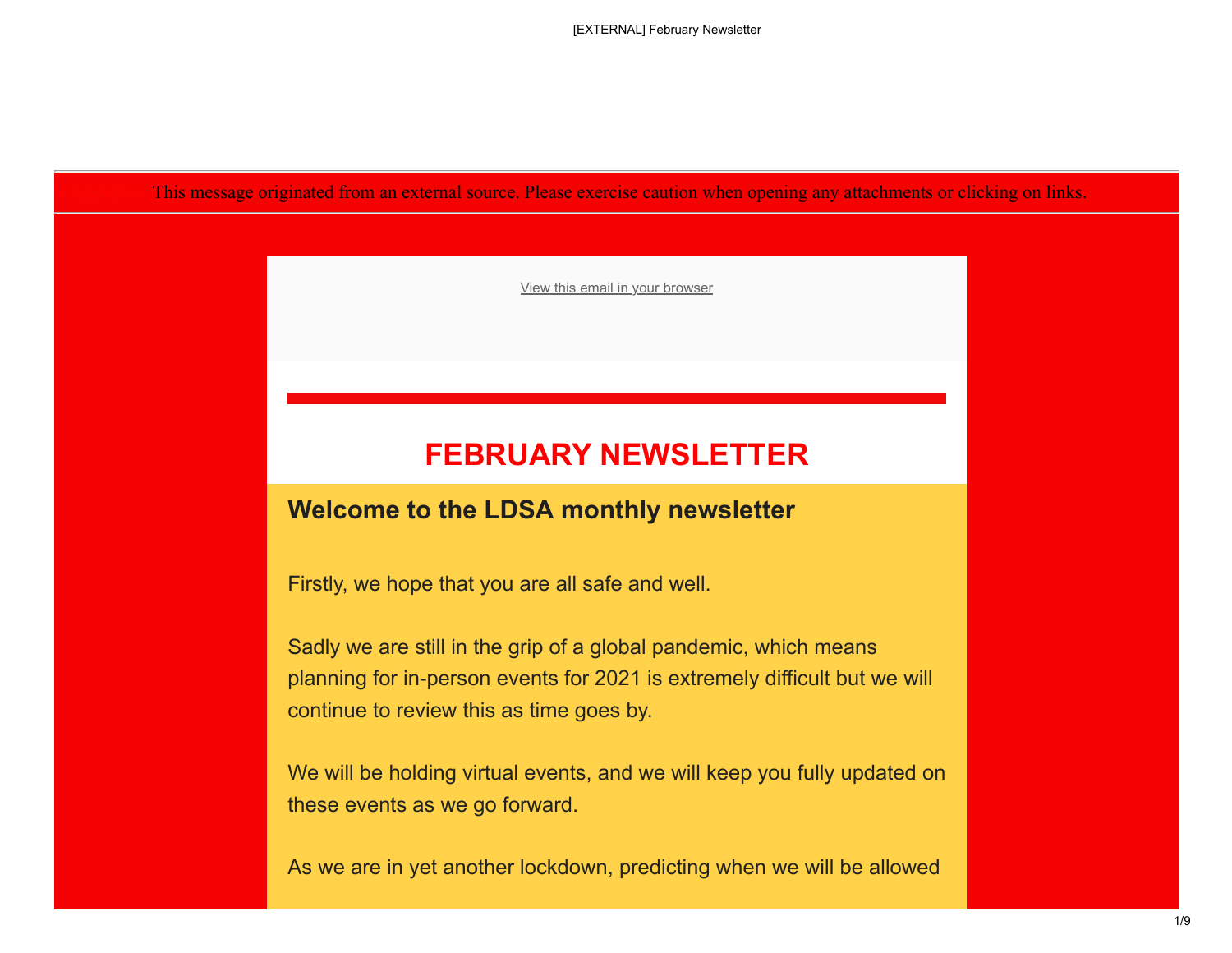This message originated from an external source. Please exercise caution when opening any attachments or clicking on links.

View this email in your browser

# FEBRUARY NEWSLETTER

## Welcome to the LDSA monthly newsletter

Firstly, we hope that you are all safe and well.

Sadly we are still in the grip of a global pandemic, which means planning for in-person events for 2021 is extremely difficult but we will continue to review this as time goes by.

We will be holding virtual events, and we will keep you fully updated on these events as we go forward.

As we are in yet another lockdown, predicting when we will be allowed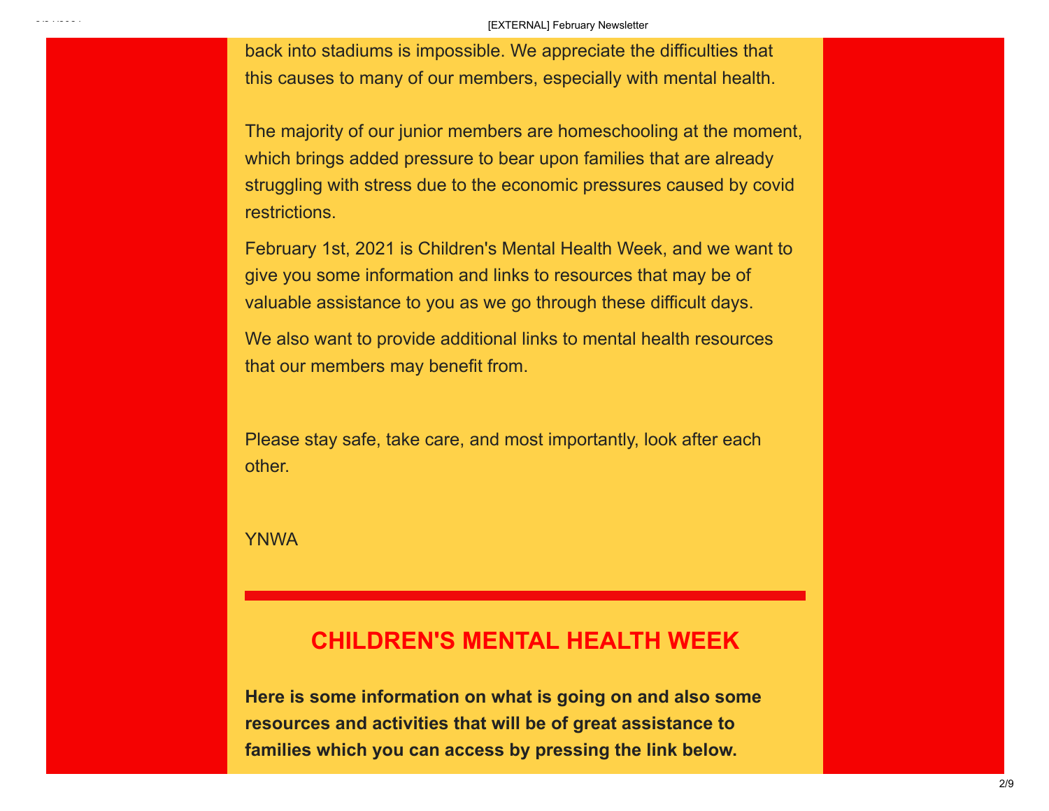back into stadiums is impossible. We appreciate the difficulties that this causes to many of our members, especially with mental health.

The majority of our junior members are homeschooling at the moment, which brings added pressure to bear upon families that are already struggling with stress due to the economic pressures caused by covid restrictions.

February 1st, 2021 is Children's Mental Health Week, and we want to give you some information and links to resources that may be of valuable assistance to you as we go through these difficult days.

We also want to provide additional links to mental health resources that our members may benefit from.

Please stay safe, take care, and most importantly, look after each other.

YNWA

---

## CHILDREN'S MENTAL HEALTH WEEK

**Here is some information on what is going on and also some resources and activities that will be of great assistance to families which you can access by pressing the link below.**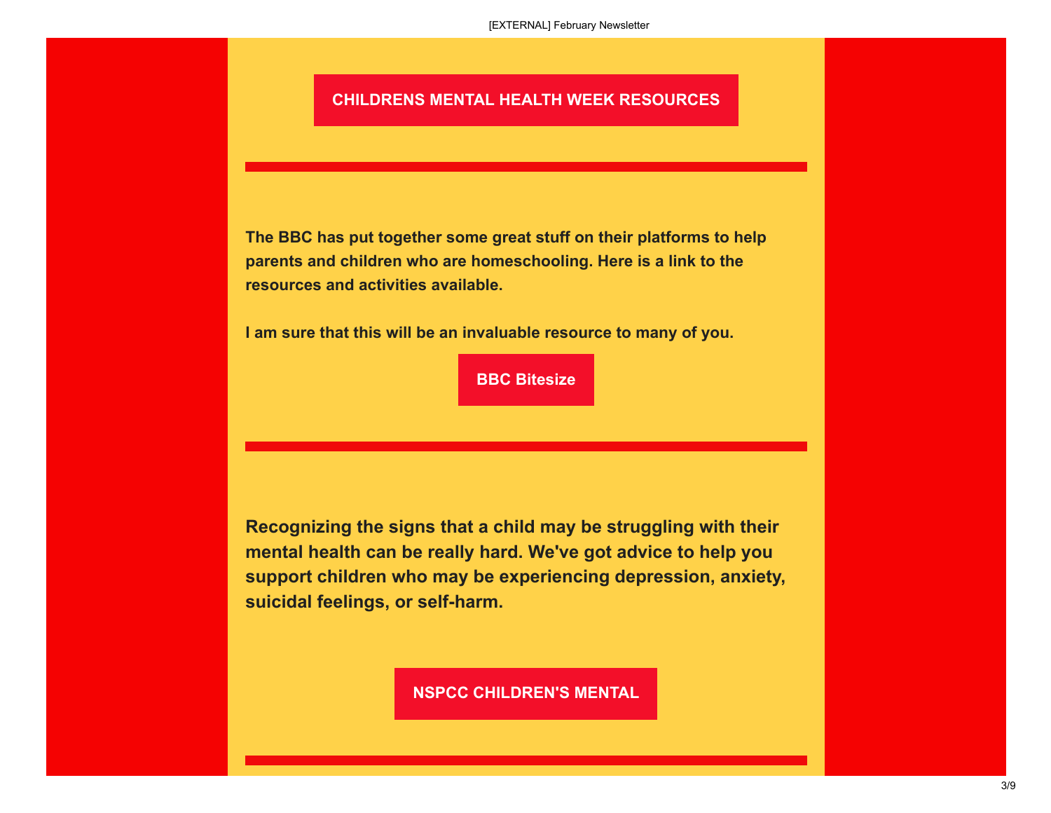**CHILDRENS MENTAL HEALTH WEEK RESOURCES**

---

**The BBC has put together some great stuff on their platforms to help parents and children who are homeschooling. Here is a link to the resources and activities available.**

**I am sure that this will be an invaluable resource to many of you.**

**BBC Bitesize**

---

**Recognizing the signs that a child may be struggling with their mental health can be really hard. We've got advice to help you support children who may be experiencing depression, anxiety, suicidal feelings, or self-harm.**

**NSPCC CHILDREN'S MENTAL**

---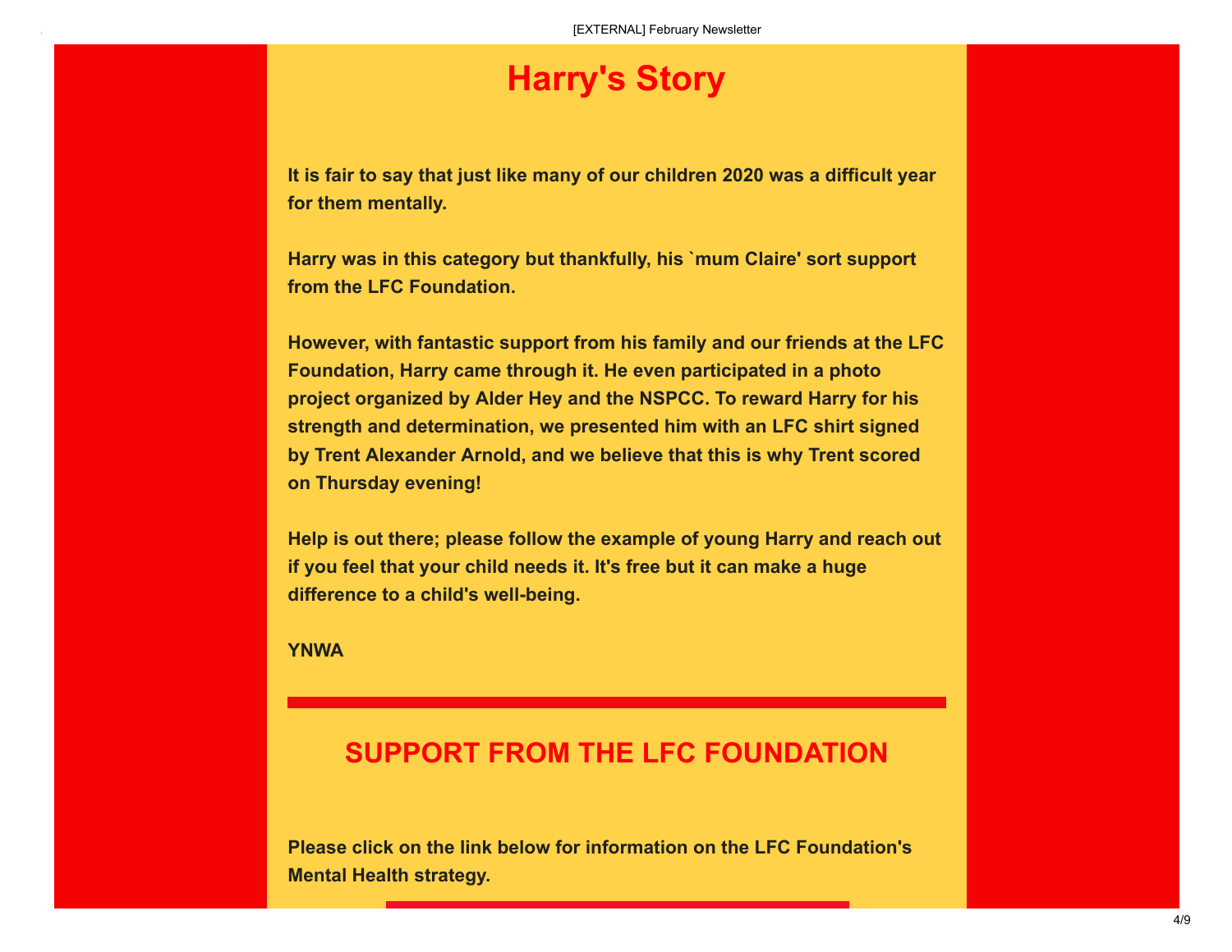# Harry's Story

**It is fair to say that just like many of our children 2020 was a difficult year for them mentally.**

**Harry was in this category but thankfully, his `mum Claire' sort support from the LFC Foundation.**

**However, with fantastic support from his family and our friends at the LFC Foundation, Harry came through it. He even participated in a photo project organized by Alder Hey and the NSPCC. To reward Harry for his strength and determination, we presented him with an LFC shirt signed by Trent Alexander Arnold, and we believe that this is why Trent scored on Thursday evening!**

**Help is out there; please follow the example of young Harry and reach out if you feel that your child needs it. It's free but it can make a huge difference to a child's well-being.**

**YNWA**

---

## SUPPORT FROM THE LFC FOUNDATION

**Please click on the link below for information on the LFC Foundation's Mental Health strategy.**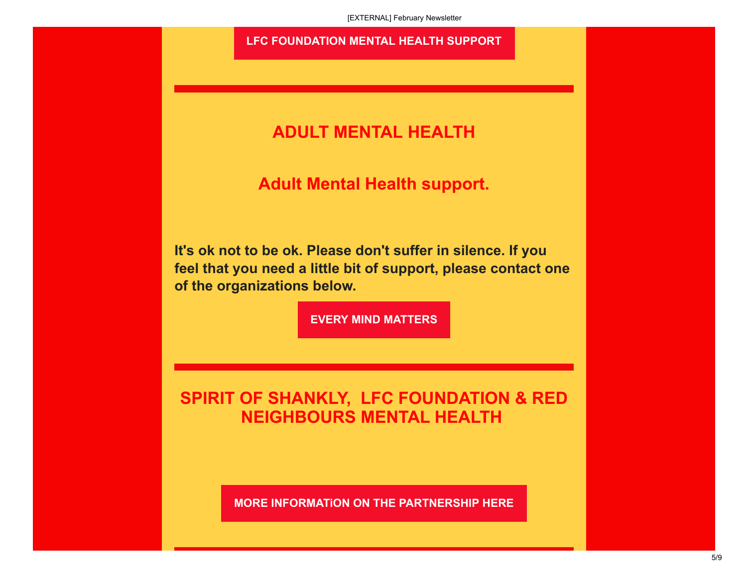**LFC FOUNDATION MENTAL HEALTH SUPPORT**

---

## ADULT MENTAL HEALTH

### Adult Mental Health support.

**It's ok not to be ok. Please don't suffer in silence. If you feel that you need a little bit of support, please contact one of the organizations below.**

**EVERY MIND MATTERS**

---

## SPIRIT OF SHANKLY, LFC FOUNDATION & RED NEIGHBOURS MENTAL HEALTH

**MORE INFORMATiON ON THE PARTNERSHIP HERE**

---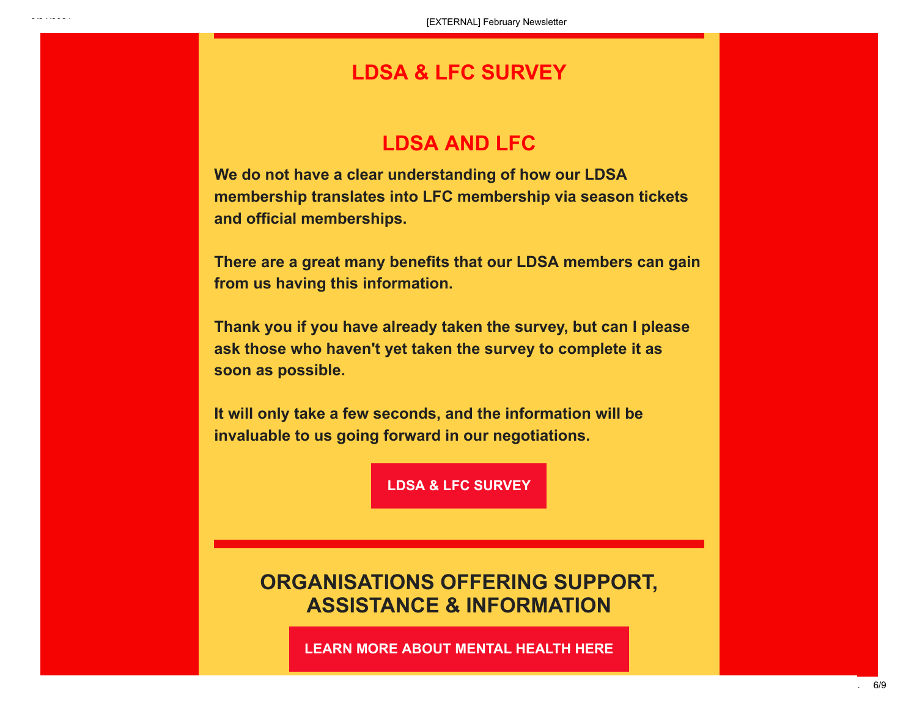## LDSA & LFC SURVEY

## LDSA AND LFC

**We do not have a clear understanding of how our LDSA membership translates into LFC membership via season tickets and official memberships.**

**There are a great many benefits that our LDSA members can gain from us having this information.**

**Thank you if you have already taken the survey, but can I please ask those who haven't yet taken the survey to complete it as soon as possible.**

**It will only take a few seconds, and the information will be invaluable to us going forward in our negotiations.**

**LDSA & LFC SURVEY**

## ORGANISATIONS OFFERING SUPPORT, ASSISTANCE & INFORMATION

**LEARN MORE ABOUT MENTAL HEALTH HERE**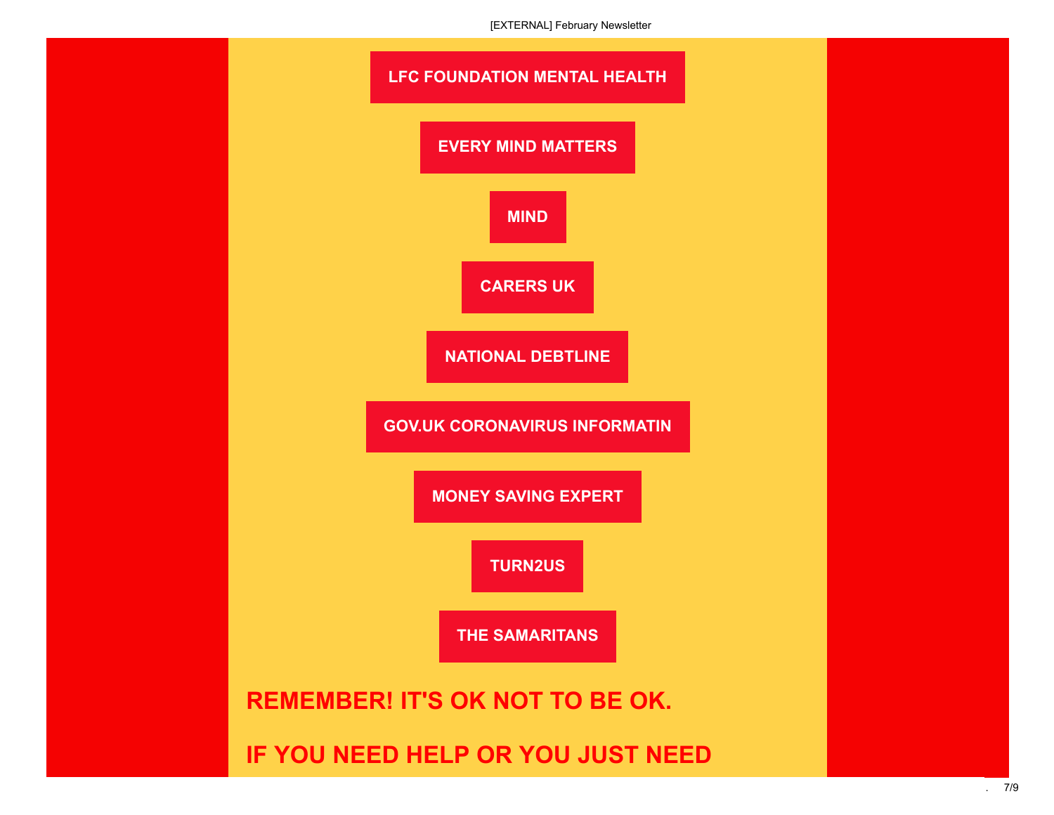**LFC FOUNDATION MENTAL HEALTH**

**EVERY MIND MATTERS**

**MIND**

**CARERS UK**

**NATIONAL DEBTLINE**

**GOV.UK CORONAVIRUS INFORMATIN**

**MONEY SAVING EXPERT**

**TURN2US**

**THE SAMARITANS**

## REMEMBER! IT'S OK NOT TO BE OK.

## IF YOU NEED HELP OR YOU JUST NEED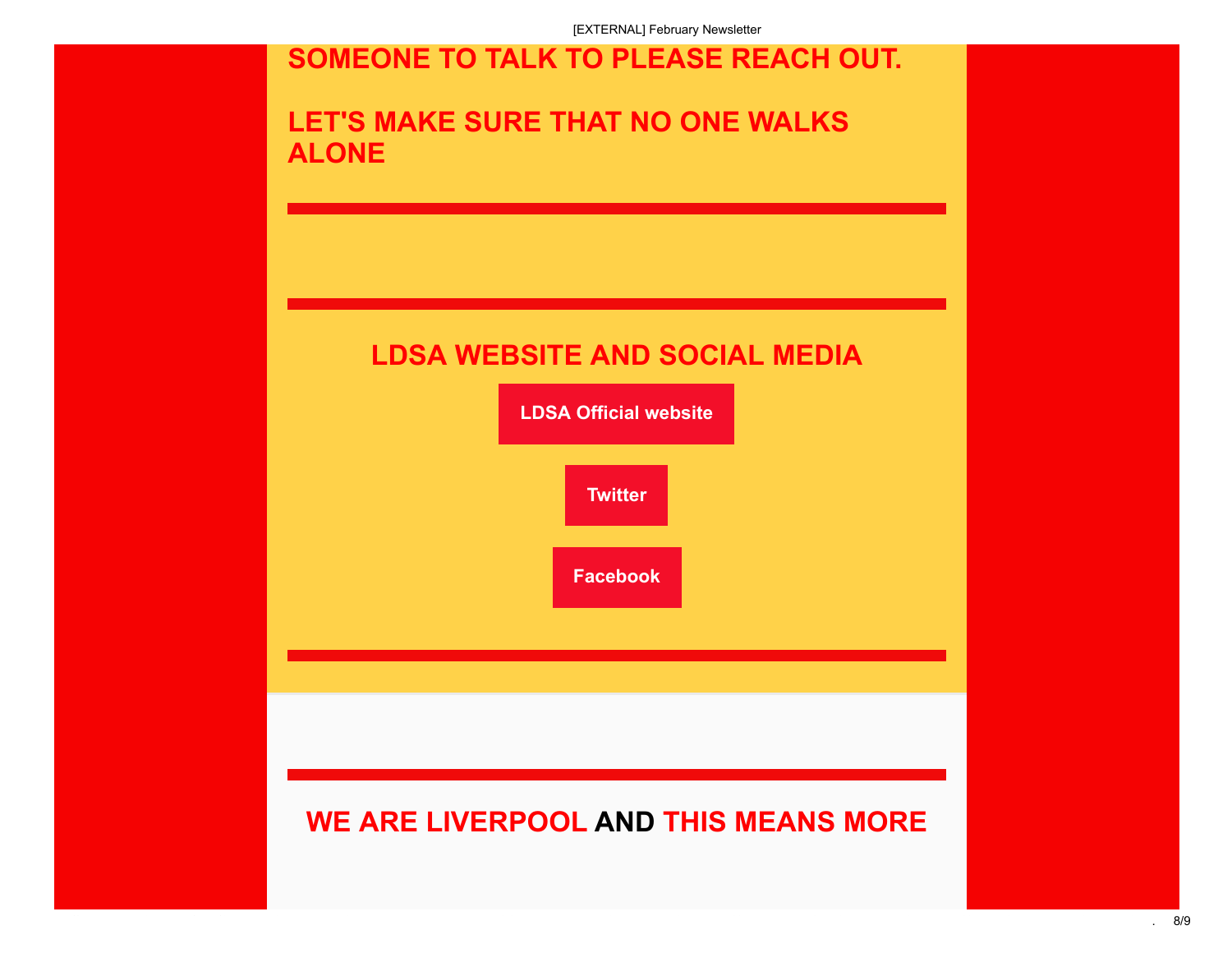## SOMEONE TO TALK TO PLEASE REACH OUT.

## LET'S MAKE SURE THAT NO ONE WALKS ALONE

---

---

## LDSA WEBSITE AND SOCIAL MEDIA

**LDSA Official website**

**Twitter**

**Facebook**

---

---

## WE ARE LIVERPOOL AND THIS MEANS MORE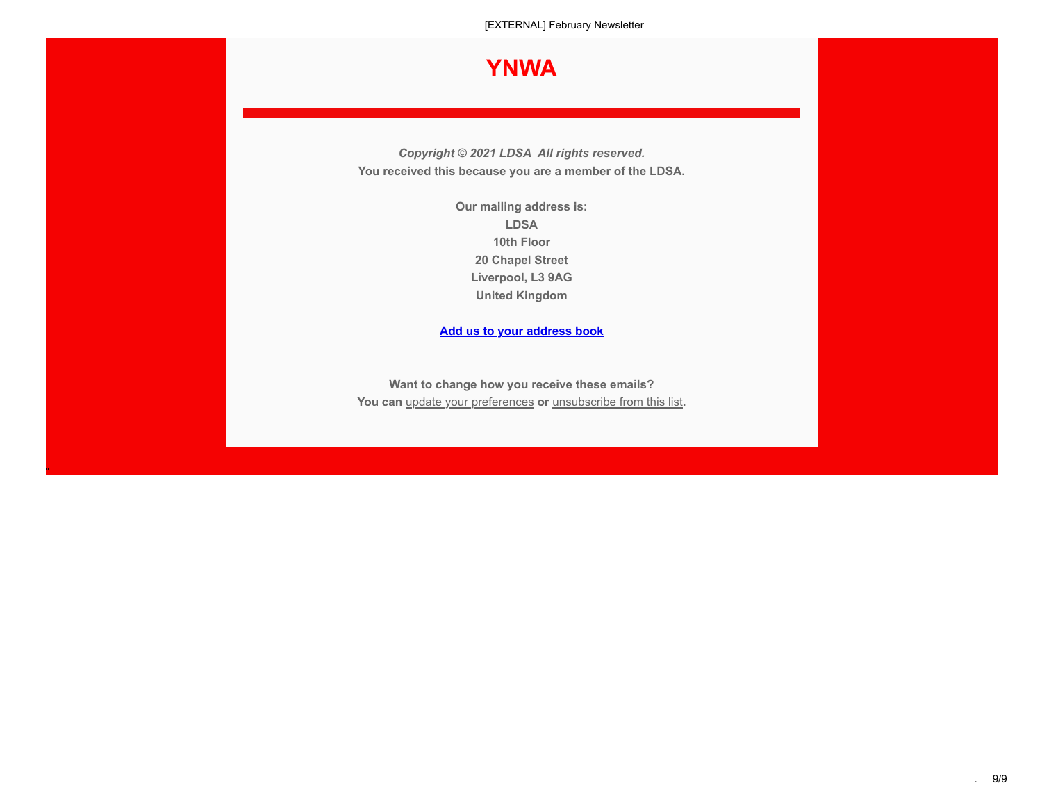# YNWA

*Copyright © 2021 LDSA  All rights reserved.*
**You received this because you are a member of the LDSA.**

**Our mailing address is:**
**LDSA**
**10th Floor**
**20 Chapel Street**
**Liverpool, L3 9AG**
**United Kingdom**

**Add us to your address book**

**Want to change how you receive these emails?**
**You can** update your preferences **or** unsubscribe from this list**.**